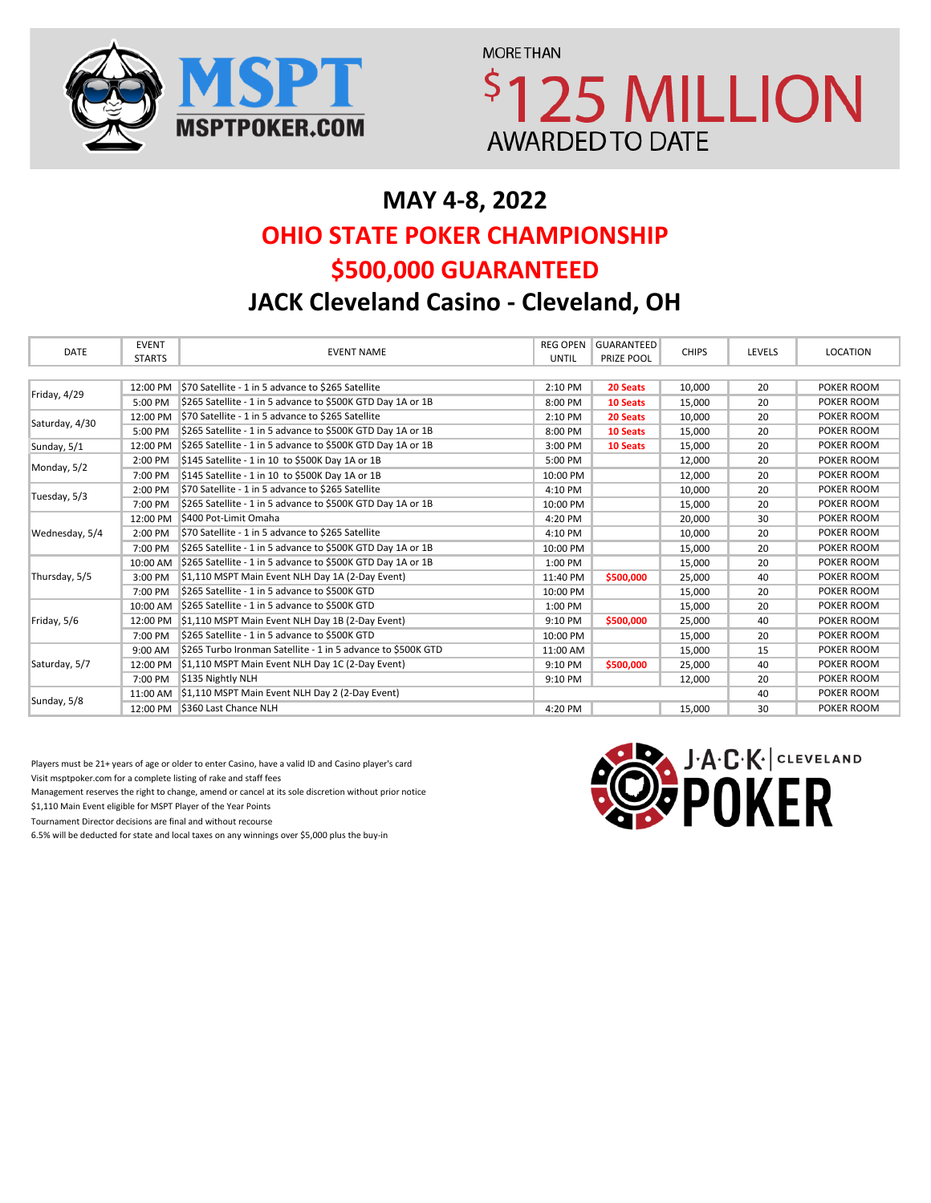MSPT
MSPTPOKER.COM

MORE THAN
$125 MILLION
AWARDED TO DATE

# MAY 4-8, 2022

## OHIO STATE POKER CHAMPIONSHIP

## $500,000 GUARANTEED

## JACK Cleveland Casino - Cleveland, OH

| DATE | EVENT STARTS | EVENT NAME | REG OPEN UNTIL | GUARANTEED PRIZE POOL | CHIPS | LEVELS | LOCATION |
|---|---|---|---|---|---|---|---|
| Friday, 4/29 | 12:00 PM | $70 Satellite - 1 in 5 advance to $265 Satellite | 2:10 PM | **20 Seats** | 10,000 | 20 | POKER ROOM |
| | 5:00 PM | $265 Satellite - 1 in 5 advance to $500K GTD Day 1A or 1B | 8:00 PM | **10 Seats** | 15,000 | 20 | POKER ROOM |
| Saturday, 4/30 | 12:00 PM | $70 Satellite - 1 in 5 advance to $265 Satellite | 2:10 PM | **20 Seats** | 10,000 | 20 | POKER ROOM |
| | 5:00 PM | $265 Satellite - 1 in 5 advance to $500K GTD Day 1A or 1B | 8:00 PM | **10 Seats** | 15,000 | 20 | POKER ROOM |
| Sunday, 5/1 | 12:00 PM | $265 Satellite - 1 in 5 advance to $500K GTD Day 1A or 1B | 3:00 PM | **10 Seats** | 15,000 | 20 | POKER ROOM |
| Monday, 5/2 | 2:00 PM | $145 Satellite - 1 in 10 to $500K Day 1A or 1B | 5:00 PM | | 12,000 | 20 | POKER ROOM |
| | 7:00 PM | $145 Satellite - 1 in 10 to $500K Day 1A or 1B | 10:00 PM | | 12,000 | 20 | POKER ROOM |
| Tuesday, 5/3 | 2:00 PM | $70 Satellite - 1 in 5 advance to $265 Satellite | 4:10 PM | | 10,000 | 20 | POKER ROOM |
| | 7:00 PM | $265 Satellite - 1 in 5 advance to $500K GTD Day 1A or 1B | 10:00 PM | | 15,000 | 20 | POKER ROOM |
| Wednesday, 5/4 | 12:00 PM | $400 Pot-Limit Omaha | 4:20 PM | | 20,000 | 30 | POKER ROOM |
| | 2:00 PM | $70 Satellite - 1 in 5 advance to $265 Satellite | 4:10 PM | | 10,000 | 20 | POKER ROOM |
| | 7:00 PM | $265 Satellite - 1 in 5 advance to $500K GTD Day 1A or 1B | 10:00 PM | | 15,000 | 20 | POKER ROOM |
| Thursday, 5/5 | 10:00 AM | $265 Satellite - 1 in 5 advance to $500K GTD Day 1A or 1B | 1:00 PM | | 15,000 | 20 | POKER ROOM |
| | 3:00 PM | $1,110 MSPT Main Event NLH Day 1A (2-Day Event) | 11:40 PM | **$500,000** | 25,000 | 40 | POKER ROOM |
| | 7:00 PM | $265 Satellite - 1 in 5 advance to $500K GTD | 10:00 PM | | 15,000 | 20 | POKER ROOM |
| Friday, 5/6 | 10:00 AM | $265 Satellite - 1 in 5 advance to $500K GTD | 1:00 PM | | 15,000 | 20 | POKER ROOM |
| | 12:00 PM | $1,110 MSPT Main Event NLH Day 1B (2-Day Event) | 9:10 PM | **$500,000** | 25,000 | 40 | POKER ROOM |
| | 7:00 PM | $265 Satellite - 1 in 5 advance to $500K GTD | 10:00 PM | | 15,000 | 20 | POKER ROOM |
| Saturday, 5/7 | 9:00 AM | $265 Turbo Ironman Satellite - 1 in 5 advance to $500K GTD | 11:00 AM | | 15,000 | 15 | POKER ROOM |
| | 12:00 PM | $1,110 MSPT Main Event NLH Day 1C (2-Day Event) | 9:10 PM | **$500,000** | 25,000 | 40 | POKER ROOM |
| | 7:00 PM | $135 Nightly NLH | 9:10 PM | | 12,000 | 20 | POKER ROOM |
| Sunday, 5/8 | 11:00 AM | $1,110 MSPT Main Event NLH Day 2 (2-Day Event) | | | | 40 | POKER ROOM |
| | 12:00 PM | $360 Last Chance NLH | 4:20 PM | | 15,000 | 30 | POKER ROOM |

Players must be 21+ years of age or older to enter Casino, have a valid ID and Casino player's card
Visit msptpoker.com for a complete listing of rake and staff fees
Management reserves the right to change, amend or cancel at its sole discretion without prior notice
$1,110 Main Event eligible for MSPT Player of the Year Points
Tournament Director decisions are final and without recourse
6.5% will be deducted for state and local taxes on any winnings over $5,000 plus the buy-in

JACK | CLEVELAND POKER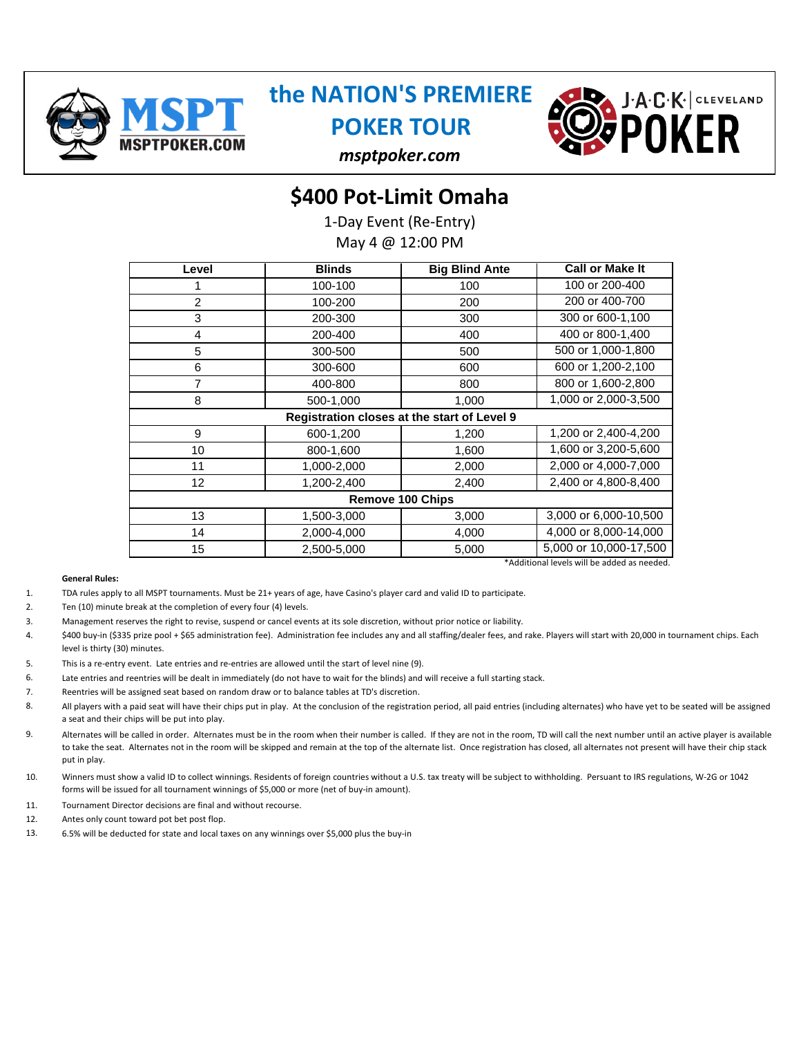# the NATION'S PREMIERE POKER TOUR

*msptpoker.com*

## $400 Pot-Limit Omaha

1-Day Event (Re-Entry)

May 4 @ 12:00 PM

| Level | Blinds | Big Blind Ante | Call or Make It |
|---|---|---|---|
| 1 | 100-100 | 100 | 100 or 200-400 |
| 2 | 100-200 | 200 | 200 or 400-700 |
| 3 | 200-300 | 300 | 300 or 600-1,100 |
| 4 | 200-400 | 400 | 400 or 800-1,400 |
| 5 | 300-500 | 500 | 500 or 1,000-1,800 |
| 6 | 300-600 | 600 | 600 or 1,200-2,100 |
| 7 | 400-800 | 800 | 800 or 1,600-2,800 |
| 8 | 500-1,000 | 1,000 | 1,000 or 2,000-3,500 |
| **Registration closes at the start of Level 9** | | | |
| 9 | 600-1,200 | 1,200 | 1,200 or 2,400-4,200 |
| 10 | 800-1,600 | 1,600 | 1,600 or 3,200-5,600 |
| 11 | 1,000-2,000 | 2,000 | 2,000 or 4,000-7,000 |
| 12 | 1,200-2,400 | 2,400 | 2,400 or 4,800-8,400 |
| **Remove 100 Chips** | | | |
| 13 | 1,500-3,000 | 3,000 | 3,000 or 6,000-10,500 |
| 14 | 2,000-4,000 | 4,000 | 4,000 or 8,000-14,000 |
| 15 | 2,500-5,000 | 5,000 | 5,000 or 10,000-17,500 |

*Additional levels will be added as needed.

**General Rules:**

1. TDA rules apply to all MSPT tournaments. Must be 21+ years of age, have Casino's player card and valid ID to participate.
2. Ten (10) minute break at the completion of every four (4) levels.
3. Management reserves the right to revise, suspend or cancel events at its sole discretion, without prior notice or liability.
4. $400 buy-in ($335 prize pool + $65 administration fee). Administration fee includes any and all staffing/dealer fees, and rake. Players will start with 20,000 in tournament chips. Each level is thirty (30) minutes.
5. This is a re-entry event. Late entries and re-entries are allowed until the start of level nine (9).
6. Late entries and reentries will be dealt in immediately (do not have to wait for the blinds) and will receive a full starting stack.
7. Reentries will be assigned seat based on random draw or to balance tables at TD's discretion.
8. All players with a paid seat will have their chips put in play. At the conclusion of the registration period, all paid entries (including alternates) who have yet to be seated will be assigned a seat and their chips will be put into play.
9. Alternates will be called in order. Alternates must be in the room when their number is called. If they are not in the room, TD will call the next number until an active player is available to take the seat. Alternates not in the room will be skipped and remain at the top of the alternate list. Once registration has closed, all alternates not present will have their chip stack put in play.
10. Winners must show a valid ID to collect winnings. Residents of foreign countries without a U.S. tax treaty will be subject to withholding. Persuant to IRS regulations, W-2G or 1042 forms will be issued for all tournament winnings of $5,000 or more (net of buy-in amount).
11. Tournament Director decisions are final and without recourse.
12. Antes only count toward pot bet post flop.
13. 6.5% will be deducted for state and local taxes on any winnings over $5,000 plus the buy-in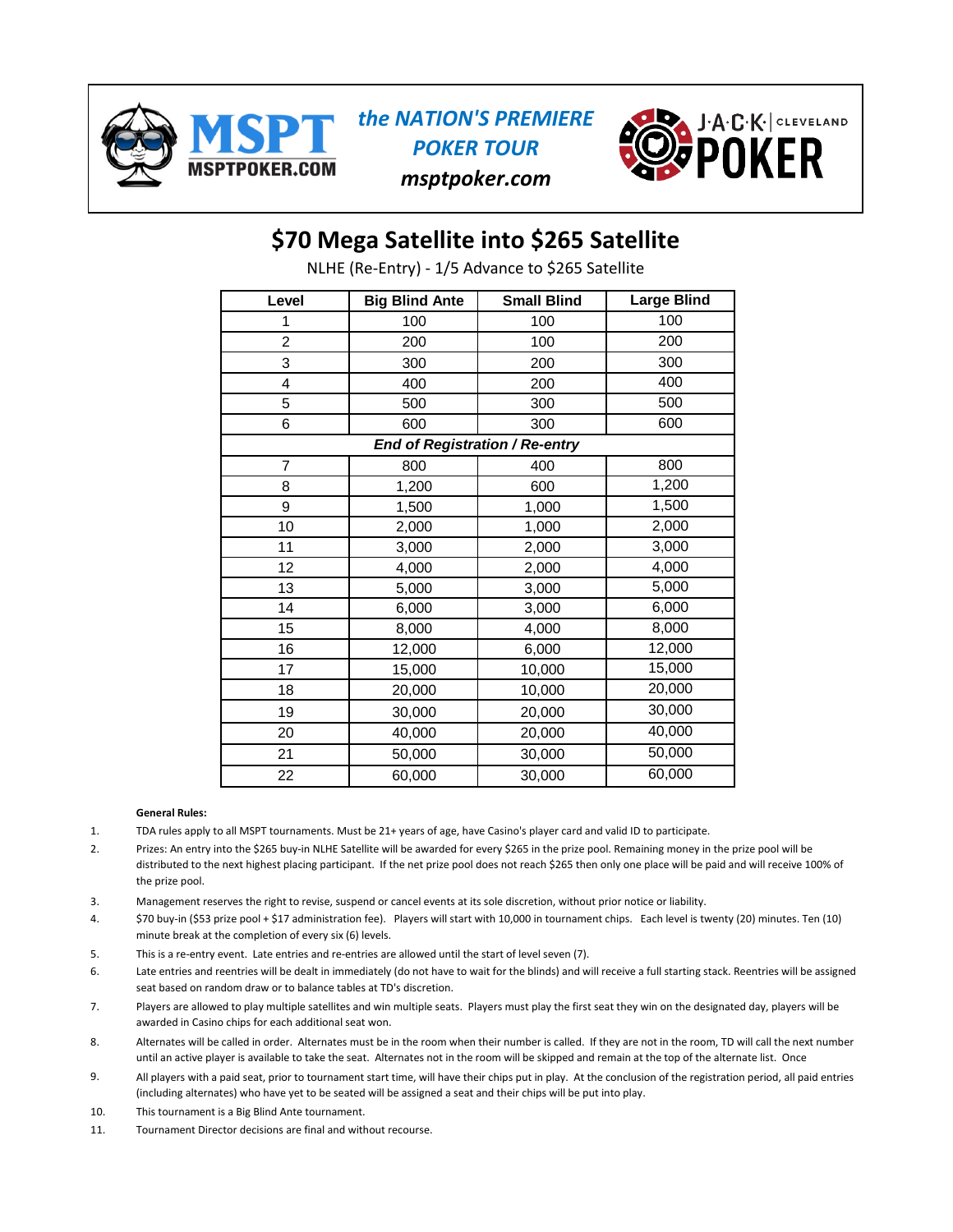MSPT MSPTPOKER.COM

*the NATION'S PREMIERE POKER TOUR*

*msptpoker.com*

J·A·C·K· CLEVELAND POKER

# $70 Mega Satellite into $265 Satellite

NLHE (Re-Entry) - 1/5 Advance to $265 Satellite

| Level | Big Blind Ante | Small Blind | Large Blind |
|---|---|---|---|
| 1 | 100 | 100 | 100 |
| 2 | 200 | 100 | 200 |
| 3 | 300 | 200 | 300 |
| 4 | 400 | 200 | 400 |
| 5 | 500 | 300 | 500 |
| 6 | 600 | 300 | 600 |
| ***End of Registration / Re-entry*** | | | |
| 7 | 800 | 400 | 800 |
| 8 | 1,200 | 600 | 1,200 |
| 9 | 1,500 | 1,000 | 1,500 |
| 10 | 2,000 | 1,000 | 2,000 |
| 11 | 3,000 | 2,000 | 3,000 |
| 12 | 4,000 | 2,000 | 4,000 |
| 13 | 5,000 | 3,000 | 5,000 |
| 14 | 6,000 | 3,000 | 6,000 |
| 15 | 8,000 | 4,000 | 8,000 |
| 16 | 12,000 | 6,000 | 12,000 |
| 17 | 15,000 | 10,000 | 15,000 |
| 18 | 20,000 | 10,000 | 20,000 |
| 19 | 30,000 | 20,000 | 30,000 |
| 20 | 40,000 | 20,000 | 40,000 |
| 21 | 50,000 | 30,000 | 50,000 |
| 22 | 60,000 | 30,000 | 60,000 |

**General Rules:**

1. TDA rules apply to all MSPT tournaments. Must be 21+ years of age, have Casino's player card and valid ID to participate.
2. Prizes: An entry into the $265 buy-in NLHE Satellite will be awarded for every $265 in the prize pool. Remaining money in the prize pool will be distributed to the next highest placing participant. If the net prize pool does not reach $265 then only one place will be paid and will receive 100% of the prize pool.
3. Management reserves the right to revise, suspend or cancel events at its sole discretion, without prior notice or liability.
4. $70 buy-in ($53 prize pool + $17 administration fee). Players will start with 10,000 in tournament chips. Each level is twenty (20) minutes. Ten (10) minute break at the completion of every six (6) levels.
5. This is a re-entry event. Late entries and re-entries are allowed until the start of level seven (7).
6. Late entries and reentries will be dealt in immediately (do not have to wait for the blinds) and will receive a full starting stack. Reentries will be assigned seat based on random draw or to balance tables at TD's discretion.
7. Players are allowed to play multiple satellites and win multiple seats. Players must play the first seat they win on the designated day, players will be awarded in Casino chips for each additional seat won.
8. Alternates will be called in order. Alternates must be in the room when their number is called. If they are not in the room, TD will call the next number until an active player is available to take the seat. Alternates not in the room will be skipped and remain at the top of the alternate list. Once
9. All players with a paid seat, prior to tournament start time, will have their chips put in play. At the conclusion of the registration period, all paid entries (including alternates) who have yet to be seated will be assigned a seat and their chips will be put into play.
10. This tournament is a Big Blind Ante tournament.
11. Tournament Director decisions are final and without recourse.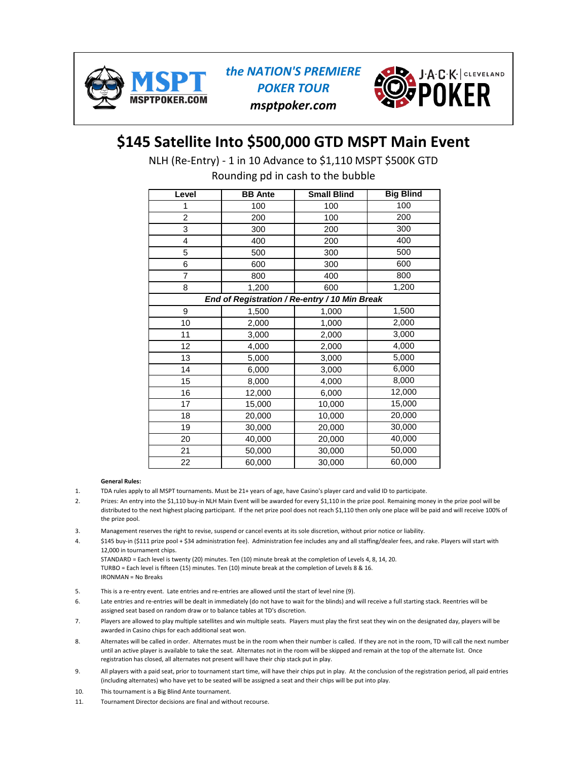**MSPT** MSPTPOKER.COM

*the NATION'S PREMIERE POKER TOUR*

*msptpoker.com*

JACK CLEVELAND POKER

# $145 Satellite Into $500,000 GTD MSPT Main Event

NLH (Re-Entry) - 1 in 10 Advance to $1,110 MSPT $500K GTD

Rounding pd in cash to the bubble

| Level | BB Ante | Small Blind | Big Blind |
|---|---|---|---|
| 1 | 100 | 100 | 100 |
| 2 | 200 | 100 | 200 |
| 3 | 300 | 200 | 300 |
| 4 | 400 | 200 | 400 |
| 5 | 500 | 300 | 500 |
| 6 | 600 | 300 | 600 |
| 7 | 800 | 400 | 800 |
| 8 | 1,200 | 600 | 1,200 |
| ***End of Registration / Re-entry / 10 Min Break*** | | | |
| 9 | 1,500 | 1,000 | 1,500 |
| 10 | 2,000 | 1,000 | 2,000 |
| 11 | 3,000 | 2,000 | 3,000 |
| 12 | 4,000 | 2,000 | 4,000 |
| 13 | 5,000 | 3,000 | 5,000 |
| 14 | 6,000 | 3,000 | 6,000 |
| 15 | 8,000 | 4,000 | 8,000 |
| 16 | 12,000 | 6,000 | 12,000 |
| 17 | 15,000 | 10,000 | 15,000 |
| 18 | 20,000 | 10,000 | 20,000 |
| 19 | 30,000 | 20,000 | 30,000 |
| 20 | 40,000 | 20,000 | 40,000 |
| 21 | 50,000 | 30,000 | 50,000 |
| 22 | 60,000 | 30,000 | 60,000 |

**General Rules:**

1. TDA rules apply to all MSPT tournaments. Must be 21+ years of age, have Casino's player card and valid ID to participate.
2. Prizes: An entry into the $1,110 buy-in NLH Main Event will be awarded for every $1,110 in the prize pool. Remaining money in the prize pool will be distributed to the next highest placing participant. If the net prize pool does not reach $1,110 then only one place will be paid and will receive 100% of the prize pool.
3. Management reserves the right to revise, suspend or cancel events at its sole discretion, without prior notice or liability.
4. $145 buy-in ($111 prize pool + $34 administration fee). Administration fee includes any and all staffing/dealer fees, and rake. Players will start with 12,000 in tournament chips.
   STANDARD = Each level is twenty (20) minutes. Ten (10) minute break at the completion of Levels 4, 8, 14, 20.
   TURBO = Each level is fifteen (15) minutes. Ten (10) minute break at the completion of Levels 8 & 16.
   IRONMAN = No Breaks
5. This is a re-entry event. Late entries and re-entries are allowed until the start of level nine (9).
6. Late entries and re-entries will be dealt in immediately (do not have to wait for the blinds) and will receive a full starting stack. Reentries will be assigned seat based on random draw or to balance tables at TD's discretion.
7. Players are allowed to play multiple satellites and win multiple seats. Players must play the first seat they win on the designated day, players will be awarded in Casino chips for each additional seat won.
8. Alternates will be called in order. Alternates must be in the room when their number is called. If they are not in the room, TD will call the next number until an active player is available to take the seat. Alternates not in the room will be skipped and remain at the top of the alternate list. Once registration has closed, all alternates not present will have their chip stack put in play.
9. All players with a paid seat, prior to tournament start time, will have their chips put in play. At the conclusion of the registration period, all paid entries (including alternates) who have yet to be seated will be assigned a seat and their chips will be put into play.
10. This tournament is a Big Blind Ante tournament.
11. Tournament Director decisions are final and without recourse.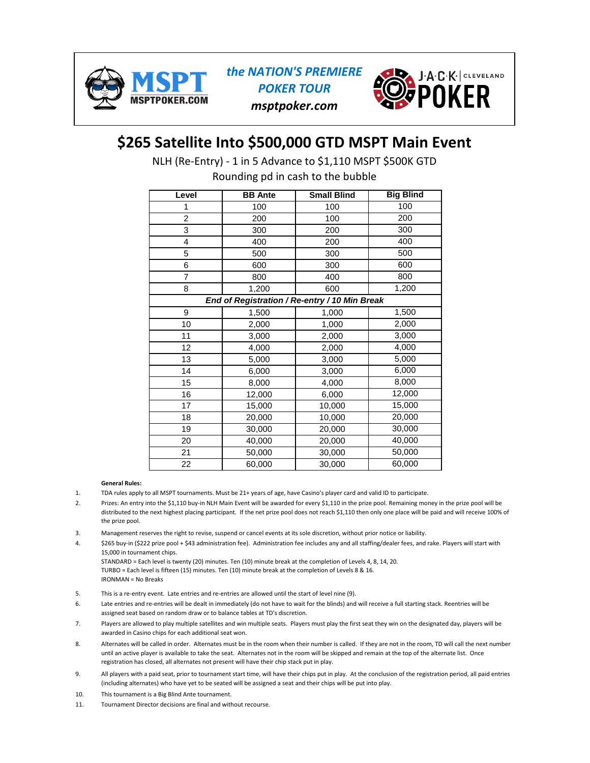MSPT MSPTPOKER.COM

*the NATION'S PREMIERE POKER TOUR*

***msptpoker.com***

JACK CLEVELAND POKER

# $265 Satellite Into $500,000 GTD MSPT Main Event

NLH (Re-Entry) - 1 in 5 Advance to $1,110 MSPT $500K GTD

Rounding pd in cash to the bubble

| Level | BB Ante | Small Blind | Big Blind |
|---|---|---|---|
| 1 | 100 | 100 | 100 |
| 2 | 200 | 100 | 200 |
| 3 | 300 | 200 | 300 |
| 4 | 400 | 200 | 400 |
| 5 | 500 | 300 | 500 |
| 6 | 600 | 300 | 600 |
| 7 | 800 | 400 | 800 |
| 8 | 1,200 | 600 | 1,200 |
| ***End of Registration / Re-entry / 10 Min Break*** | | | |
| 9 | 1,500 | 1,000 | 1,500 |
| 10 | 2,000 | 1,000 | 2,000 |
| 11 | 3,000 | 2,000 | 3,000 |
| 12 | 4,000 | 2,000 | 4,000 |
| 13 | 5,000 | 3,000 | 5,000 |
| 14 | 6,000 | 3,000 | 6,000 |
| 15 | 8,000 | 4,000 | 8,000 |
| 16 | 12,000 | 6,000 | 12,000 |
| 17 | 15,000 | 10,000 | 15,000 |
| 18 | 20,000 | 10,000 | 20,000 |
| 19 | 30,000 | 20,000 | 30,000 |
| 20 | 40,000 | 20,000 | 40,000 |
| 21 | 50,000 | 30,000 | 50,000 |
| 22 | 60,000 | 30,000 | 60,000 |

**General Rules:**

1. TDA rules apply to all MSPT tournaments. Must be 21+ years of age, have Casino's player card and valid ID to participate.
2. Prizes: An entry into the $1,110 buy-in NLH Main Event will be awarded for every $1,110 in the prize pool. Remaining money in the prize pool will be distributed to the next highest placing participant. If the net prize pool does not reach $1,110 then only one place will be paid and will receive 100% of the prize pool.
3. Management reserves the right to revise, suspend or cancel events at its sole discretion, without prior notice or liability.
4. $265 buy-in ($222 prize pool + $43 administration fee). Administration fee includes any and all staffing/dealer fees, and rake. Players will start with 15,000 in tournament chips.
   STANDARD = Each level is twenty (20) minutes. Ten (10) minute break at the completion of Levels 4, 8, 14, 20.
   TURBO = Each level is fifteen (15) minutes. Ten (10) minute break at the completion of Levels 8 & 16.
   IRONMAN = No Breaks
5. This is a re-entry event. Late entries and re-entries are allowed until the start of level nine (9).
6. Late entries and re-entries will be dealt in immediately (do not have to wait for the blinds) and will receive a full starting stack. Reentries will be assigned seat based on random draw or to balance tables at TD's discretion.
7. Players are allowed to play multiple satellites and win multiple seats. Players must play the first seat they win on the designated day, players will be awarded in Casino chips for each additional seat won.
8. Alternates will be called in order. Alternates must be in the room when their number is called. If they are not in the room, TD will call the next number until an active player is available to take the seat. Alternates not in the room will be skipped and remain at the top of the alternate list. Once registration has closed, all alternates not present will have their chip stack put in play.
9. All players with a paid seat, prior to tournament start time, will have their chips put in play. At the conclusion of the registration period, all paid entries (including alternates) who have yet to be seated will be assigned a seat and their chips will be put into play.
10. This tournament is a Big Blind Ante tournament.
11. Tournament Director decisions are final and without recourse.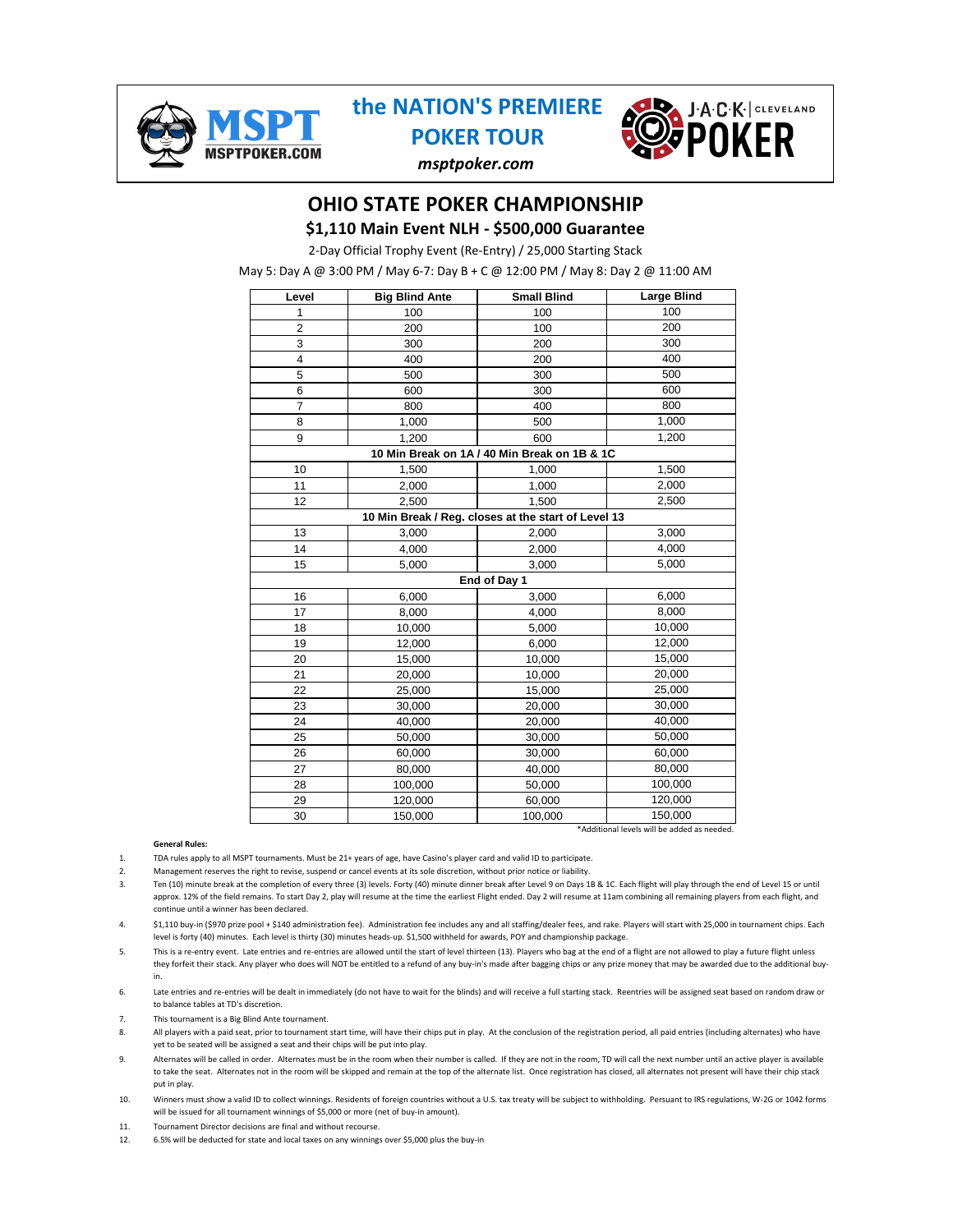MSPT MSPTPOKER.COM

**the NATION'S PREMIERE POKER TOUR**

*msptpoker.com*

JACK CLEVELAND POKER

# OHIO STATE POKER CHAMPIONSHIP

## $1,110 Main Event NLH - $500,000 Guarantee

2-Day Official Trophy Event (Re-Entry) / 25,000 Starting Stack

May 5: Day A @ 3:00 PM / May 6-7: Day B + C @ 12:00 PM / May 8: Day 2 @ 11:00 AM

| Level | Big Blind Ante | Small Blind | Large Blind |
|---|---|---|---|
| 1 | 100 | 100 | 100 |
| 2 | 200 | 100 | 200 |
| 3 | 300 | 200 | 300 |
| 4 | 400 | 200 | 400 |
| 5 | 500 | 300 | 500 |
| 6 | 600 | 300 | 600 |
| 7 | 800 | 400 | 800 |
| 8 | 1,000 | 500 | 1,000 |
| 9 | 1,200 | 600 | 1,200 |
| **10 Min Break on 1A / 40 Min Break on 1B & 1C** | | | |
| 10 | 1,500 | 1,000 | 1,500 |
| 11 | 2,000 | 1,000 | 2,000 |
| 12 | 2,500 | 1,500 | 2,500 |
| **10 Min Break / Reg. closes at the start of Level 13** | | | |
| 13 | 3,000 | 2,000 | 3,000 |
| 14 | 4,000 | 2,000 | 4,000 |
| 15 | 5,000 | 3,000 | 5,000 |
| **End of Day 1** | | | |
| 16 | 6,000 | 3,000 | 6,000 |
| 17 | 8,000 | 4,000 | 8,000 |
| 18 | 10,000 | 5,000 | 10,000 |
| 19 | 12,000 | 6,000 | 12,000 |
| 20 | 15,000 | 10,000 | 15,000 |
| 21 | 20,000 | 10,000 | 20,000 |
| 22 | 25,000 | 15,000 | 25,000 |
| 23 | 30,000 | 20,000 | 30,000 |
| 24 | 40,000 | 20,000 | 40,000 |
| 25 | 50,000 | 30,000 | 50,000 |
| 26 | 60,000 | 30,000 | 60,000 |
| 27 | 80,000 | 40,000 | 80,000 |
| 28 | 100,000 | 50,000 | 100,000 |
| 29 | 120,000 | 60,000 | 120,000 |
| 30 | 150,000 | 100,000 | 150,000 |

*Additional levels will be added as needed.

**General Rules:**

1. TDA rules apply to all MSPT tournaments. Must be 21+ years of age, have Casino's player card and valid ID to participate.
2. Management reserves the right to revise, suspend or cancel events at its sole discretion, without prior notice or liability.
3. Ten (10) minute break at the completion of every three (3) levels. Forty (40) minute dinner break after Level 9 on Days 1B & 1C. Each flight will play through the end of Level 15 or until approx. 12% of the field remains. To start Day 2, play will resume at the time the earliest Flight ended. Day 2 will resume at 11am combining all remaining players from each flight, and continue until a winner has been declared.
4. $1,110 buy-in ($970 prize pool + $140 administration fee). Administration fee includes any and all staffing/dealer fees, and rake. Players will start with 25,000 in tournament chips. Each level is forty (40) minutes. Each level is thirty (30) minutes heads-up. $1,500 withheld for awards, POY and championship package.
5. This is a re-entry event. Late entries and re-entries are allowed until the start of level thirteen (13). Players who bag at the end of a flight are not allowed to play a future flight unless they forfeit their stack. Any player who does will NOT be entitled to a refund of any buy-in's made after bagging chips or any prize money that may be awarded due to the additional buy-in.
6. Late entries and re-entries will be dealt in immediately (do not have to wait for the blinds) and will receive a full starting stack. Reentries will be assigned seat based on random draw or to balance tables at TD's discretion.
7. This tournament is a Big Blind Ante tournament.
8. All players with a paid seat, prior to tournament start time, will have their chips put in play. At the conclusion of the registration period, all paid entries (including alternates) who have yet to be seated will be assigned a seat and their chips will be put into play.
9. Alternates will be called in order. Alternates must be in the room when their number is called. If they are not in the room, TD will call the next number until an active player is available to take the seat. Alternates not in the room will be skipped and remain at the top of the alternate list. Once registration has closed, all alternates not present will have their chip stack put in play.
10. Winners must show a valid ID to collect winnings. Residents of foreign countries without a U.S. tax treaty will be subject to withholding. Persuant to IRS regulations, W-2G or 1042 forms will be issued for all tournament winnings of $5,000 or more (net of buy-in amount).
11. Tournament Director decisions are final and without recourse.
12. 6.5% will be deducted for state and local taxes on any winnings over $5,000 plus the buy-in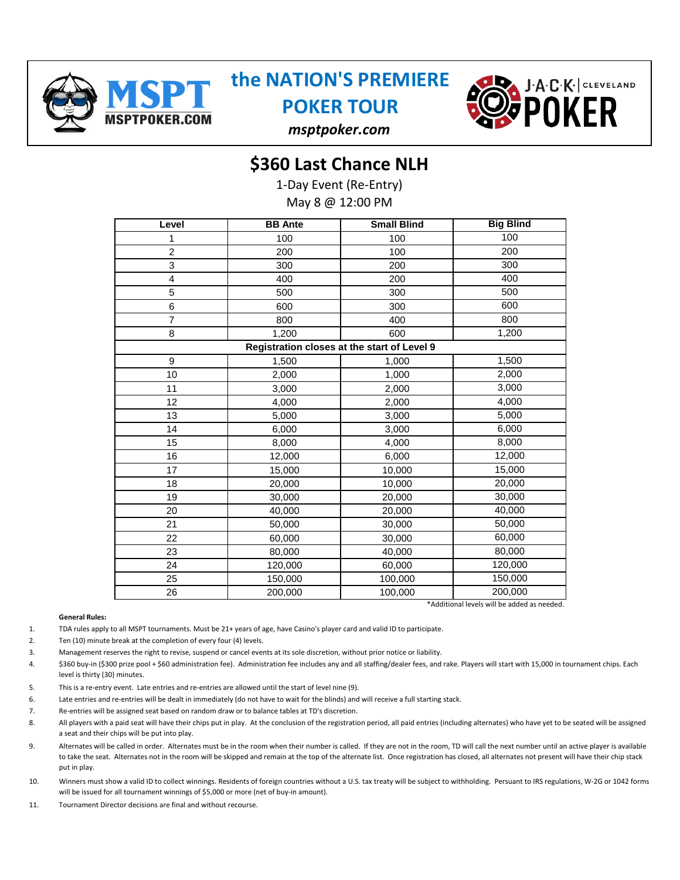MSPT MSPTPOKER.COM

# the NATION'S PREMIERE POKER TOUR

*msptpoker.com*

JACK CLEVELAND POKER

## $360 Last Chance NLH

1-Day Event (Re-Entry)

May 8 @ 12:00 PM

| Level | BB Ante | Small Blind | Big Blind |
|---|---|---|---|
| 1 | 100 | 100 | 100 |
| 2 | 200 | 100 | 200 |
| 3 | 300 | 200 | 300 |
| 4 | 400 | 200 | 400 |
| 5 | 500 | 300 | 500 |
| 6 | 600 | 300 | 600 |
| 7 | 800 | 400 | 800 |
| 8 | 1,200 | 600 | 1,200 |
| **Registration closes at the start of Level 9** | | | |
| 9 | 1,500 | 1,000 | 1,500 |
| 10 | 2,000 | 1,000 | 2,000 |
| 11 | 3,000 | 2,000 | 3,000 |
| 12 | 4,000 | 2,000 | 4,000 |
| 13 | 5,000 | 3,000 | 5,000 |
| 14 | 6,000 | 3,000 | 6,000 |
| 15 | 8,000 | 4,000 | 8,000 |
| 16 | 12,000 | 6,000 | 12,000 |
| 17 | 15,000 | 10,000 | 15,000 |
| 18 | 20,000 | 10,000 | 20,000 |
| 19 | 30,000 | 20,000 | 30,000 |
| 20 | 40,000 | 20,000 | 40,000 |
| 21 | 50,000 | 30,000 | 50,000 |
| 22 | 60,000 | 30,000 | 60,000 |
| 23 | 80,000 | 40,000 | 80,000 |
| 24 | 120,000 | 60,000 | 120,000 |
| 25 | 150,000 | 100,000 | 150,000 |
| 26 | 200,000 | 100,000 | 200,000 |

*Additional levels will be added as needed.

**General Rules:**

1. TDA rules apply to all MSPT tournaments. Must be 21+ years of age, have Casino's player card and valid ID to participate.
2. Ten (10) minute break at the completion of every four (4) levels.
3. Management reserves the right to revise, suspend or cancel events at its sole discretion, without prior notice or liability.
4. $360 buy-in ($300 prize pool + $60 administration fee). Administration fee includes any and all staffing/dealer fees, and rake. Players will start with 15,000 in tournament chips. Each level is thirty (30) minutes.
5. This is a re-entry event. Late entries and re-entries are allowed until the start of level nine (9).
6. Late entries and re-entries will be dealt in immediately (do not have to wait for the blinds) and will receive a full starting stack.
7. Re-entries will be assigned seat based on random draw or to balance tables at TD's discretion.
8. All players with a paid seat will have their chips put in play. At the conclusion of the registration period, all paid entries (including alternates) who have yet to be seated will be assigned a seat and their chips will be put into play.
9. Alternates will be called in order. Alternates must be in the room when their number is called. If they are not in the room, TD will call the next number until an active player is available to take the seat. Alternates not in the room will be skipped and remain at the top of the alternate list. Once registration has closed, all alternates not present will have their chip stack put in play.
10. Winners must show a valid ID to collect winnings. Residents of foreign countries without a U.S. tax treaty will be subject to withholding. Persuant to IRS regulations, W-2G or 1042 forms will be issued for all tournament winnings of $5,000 or more (net of buy-in amount).
11. Tournament Director decisions are final and without recourse.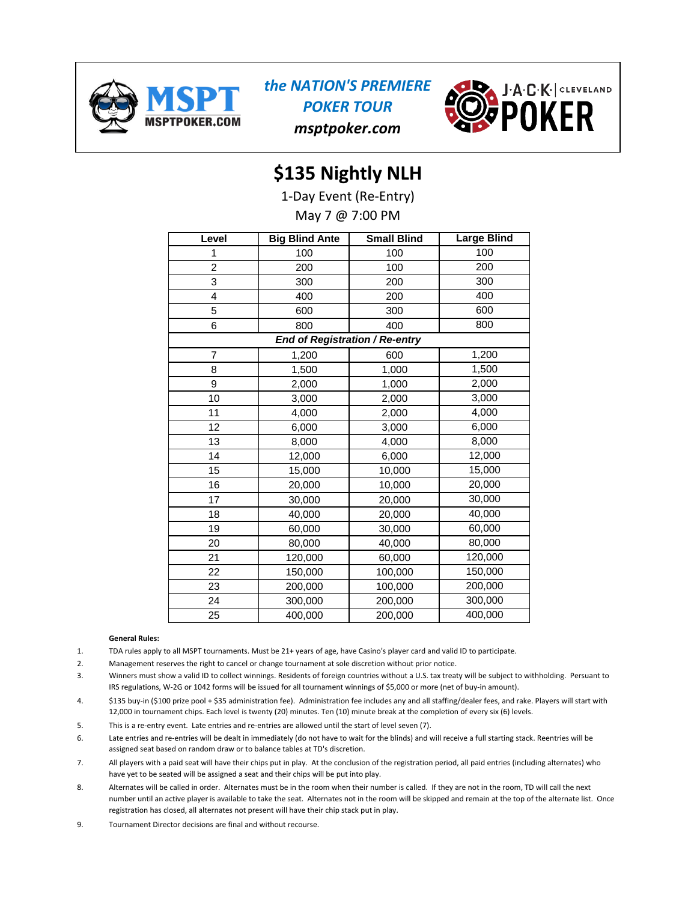the NATION'S PREMIERE POKER TOUR
msptpoker.com

MSPT MSPTPOKER.COM

JACK CLEVELAND POKER

# $135 Nightly NLH

1-Day Event (Re-Entry)

May 7 @ 7:00 PM

| Level | Big Blind Ante | Small Blind | Large Blind |
|---|---|---|---|
| 1 | 100 | 100 | 100 |
| 2 | 200 | 100 | 200 |
| 3 | 300 | 200 | 300 |
| 4 | 400 | 200 | 400 |
| 5 | 600 | 300 | 600 |
| 6 | 800 | 400 | 800 |
| ***End of Registration / Re-entry*** | | | |
| 7 | 1,200 | 600 | 1,200 |
| 8 | 1,500 | 1,000 | 1,500 |
| 9 | 2,000 | 1,000 | 2,000 |
| 10 | 3,000 | 2,000 | 3,000 |
| 11 | 4,000 | 2,000 | 4,000 |
| 12 | 6,000 | 3,000 | 6,000 |
| 13 | 8,000 | 4,000 | 8,000 |
| 14 | 12,000 | 6,000 | 12,000 |
| 15 | 15,000 | 10,000 | 15,000 |
| 16 | 20,000 | 10,000 | 20,000 |
| 17 | 30,000 | 20,000 | 30,000 |
| 18 | 40,000 | 20,000 | 40,000 |
| 19 | 60,000 | 30,000 | 60,000 |
| 20 | 80,000 | 40,000 | 80,000 |
| 21 | 120,000 | 60,000 | 120,000 |
| 22 | 150,000 | 100,000 | 150,000 |
| 23 | 200,000 | 100,000 | 200,000 |
| 24 | 300,000 | 200,000 | 300,000 |
| 25 | 400,000 | 200,000 | 400,000 |

**General Rules:**

1. TDA rules apply to all MSPT tournaments. Must be 21+ years of age, have Casino's player card and valid ID to participate.
2. Management reserves the right to cancel or change tournament at sole discretion without prior notice.
3. Winners must show a valid ID to collect winnings. Residents of foreign countries without a U.S. tax treaty will be subject to withholding. Persuant to IRS regulations, W-2G or 1042 forms will be issued for all tournament winnings of $5,000 or more (net of buy-in amount).
4. $135 buy-in ($100 prize pool + $35 administration fee). Administration fee includes any and all staffing/dealer fees, and rake. Players will start with 12,000 in tournament chips. Each level is twenty (20) minutes. Ten (10) minute break at the completion of every six (6) levels.
5. This is a re-entry event. Late entries and re-entries are allowed until the start of level seven (7).
6. Late entries and re-entries will be dealt in immediately (do not have to wait for the blinds) and will receive a full starting stack. Reentries will be assigned seat based on random draw or to balance tables at TD's discretion.
7. All players with a paid seat will have their chips put in play. At the conclusion of the registration period, all paid entries (including alternates) who have yet to be seated will be assigned a seat and their chips will be put into play.
8. Alternates will be called in order. Alternates must be in the room when their number is called. If they are not in the room, TD will call the next number until an active player is available to take the seat. Alternates not in the room will be skipped and remain at the top of the alternate list. Once registration has closed, all alternates not present will have their chip stack put in play.
9. Tournament Director decisions are final and without recourse.